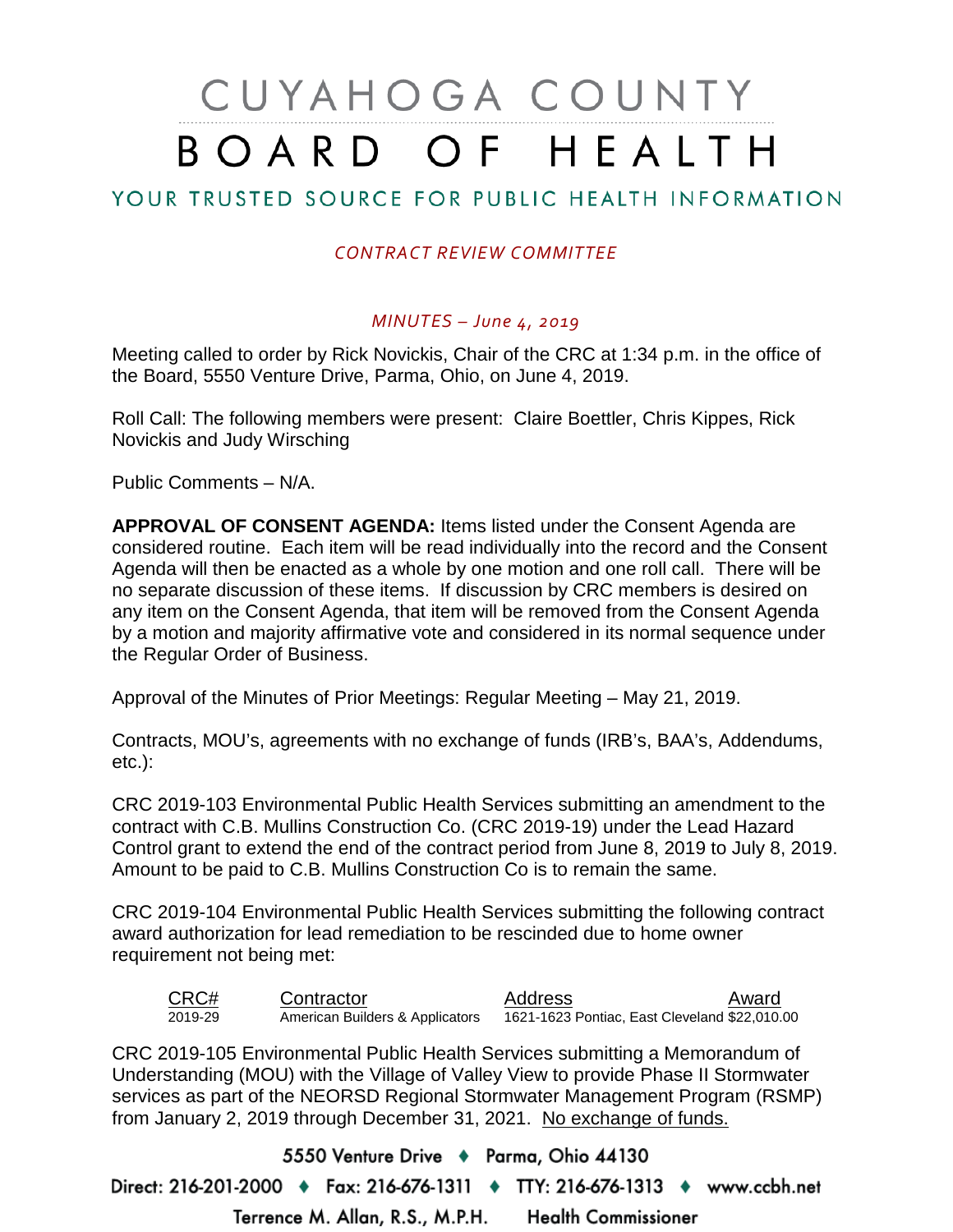# CUYAHOGA COUNTY BOARD OF HEALTH

## YOUR TRUSTED SOURCE FOR PUBLIC HEALTH INFORMATION

### *CONTRACT REVIEW COMMITTEE*

*MINUTES – June 4, 2019*

Meeting called to order by Rick Novickis, Chair of the CRC at 1:34 p.m. in the office of the Board, 5550 Venture Drive, Parma, Ohio, on June 4, 2019.

Roll Call: The following members were present: Claire Boettler, Chris Kippes, Rick Novickis and Judy Wirsching

Public Comments – N/A.

**APPROVAL OF CONSENT AGENDA:** Items listed under the Consent Agenda are considered routine. Each item will be read individually into the record and the Consent Agenda will then be enacted as a whole by one motion and one roll call. There will be no separate discussion of these items. If discussion by CRC members is desired on any item on the Consent Agenda, that item will be removed from the Consent Agenda by a motion and majority affirmative vote and considered in its normal sequence under the Regular Order of Business.

Approval of the Minutes of Prior Meetings: Regular Meeting – May 21, 2019.

Contracts, MOU's, agreements with no exchange of funds (IRB's, BAA's, Addendums, etc.):

CRC 2019-103 Environmental Public Health Services submitting an amendment to the contract with C.B. Mullins Construction Co. (CRC 2019-19) under the Lead Hazard Control grant to extend the end of the contract period from June 8, 2019 to July 8, 2019. Amount to be paid to C.B. Mullins Construction Co is to remain the same.

CRC 2019-104 Environmental Public Health Services submitting the following contract award authorization for lead remediation to be rescinded due to home owner requirement not being met:

| CRC# | Contractor | Address | Award |
|---|---|---|---|
| 2019-29 | American Builders & Applicators | 1621-1623 Pontiac, East Cleveland | $22,010.00 |

CRC 2019-105 Environmental Public Health Services submitting a Memorandum of Understanding (MOU) with the Village of Valley View to provide Phase II Stormwater services as part of the NEORSD Regional Stormwater Management Program (RSMP) from January 2, 2019 through December 31, 2021. No exchange of funds.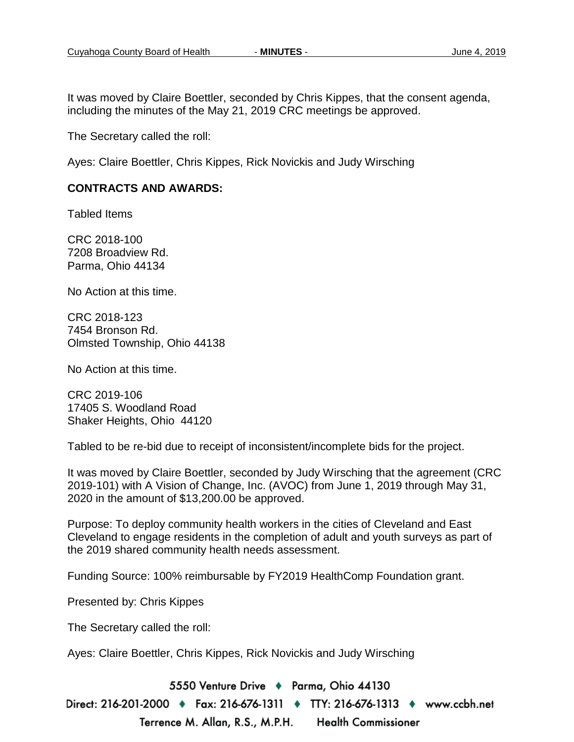It was moved by Claire Boettler, seconded by Chris Kippes, that the consent agenda, including the minutes of the May 21, 2019 CRC meetings be approved.

The Secretary called the roll:

Ayes: Claire Boettler, Chris Kippes, Rick Novickis and Judy Wirsching

**CONTRACTS AND AWARDS:**

Tabled Items

CRC 2018-100
7208 Broadview Rd.
Parma, Ohio 44134

No Action at this time.

CRC 2018-123
7454 Bronson Rd.
Olmsted Township, Ohio 44138

No Action at this time.

CRC 2019-106
17405 S. Woodland Road
Shaker Heights, Ohio 44120

Tabled to be re-bid due to receipt of inconsistent/incomplete bids for the project.

It was moved by Claire Boettler, seconded by Judy Wirsching that the agreement (CRC 2019-101) with A Vision of Change, Inc. (AVOC) from June 1, 2019 through May 31, 2020 in the amount of $13,200.00 be approved.

Purpose: To deploy community health workers in the cities of Cleveland and East Cleveland to engage residents in the completion of adult and youth surveys as part of the 2019 shared community health needs assessment.

Funding Source: 100% reimbursable by FY2019 HealthComp Foundation grant.

Presented by: Chris Kippes

The Secretary called the roll:

Ayes: Claire Boettler, Chris Kippes, Rick Novickis and Judy Wirsching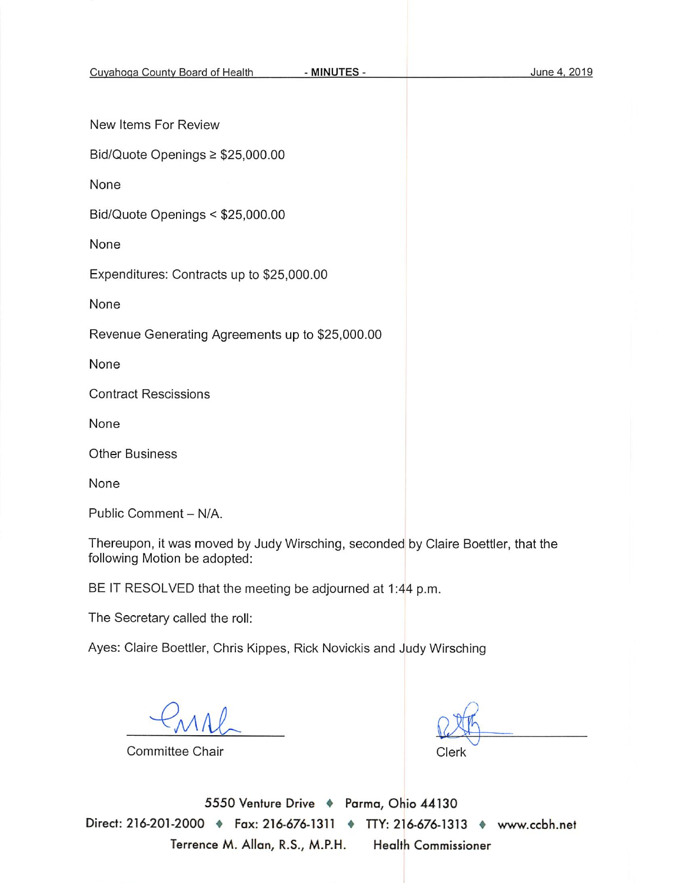New Items For Review

Bid/Quote Openings ≥ $25,000.00

None

Bid/Quote Openings < $25,000.00

None

Expenditures: Contracts up to $25,000.00

None

Revenue Generating Agreements up to $25,000.00

None

Contract Rescissions

None

Other Business

None

Public Comment – N/A.

Thereupon, it was moved by Judy Wirsching, seconded by Claire Boettler, that the following Motion be adopted:

BE IT RESOLVED that the meeting be adjourned at 1:44 p.m.

The Secretary called the roll:

Ayes: Claire Boettler, Chris Kippes, Rick Novickis and Judy Wirsching

Committee Chair

Clerk

5550 Venture Drive ♦ Parma, Ohio 44130

Direct: 216-201-2000 ♦ Fax: 216-676-1311 ♦ TTY: 216-676-1313 ♦ www.ccbh.net

Terrence M. Allan, R.S., M.P.H. Health Commissioner